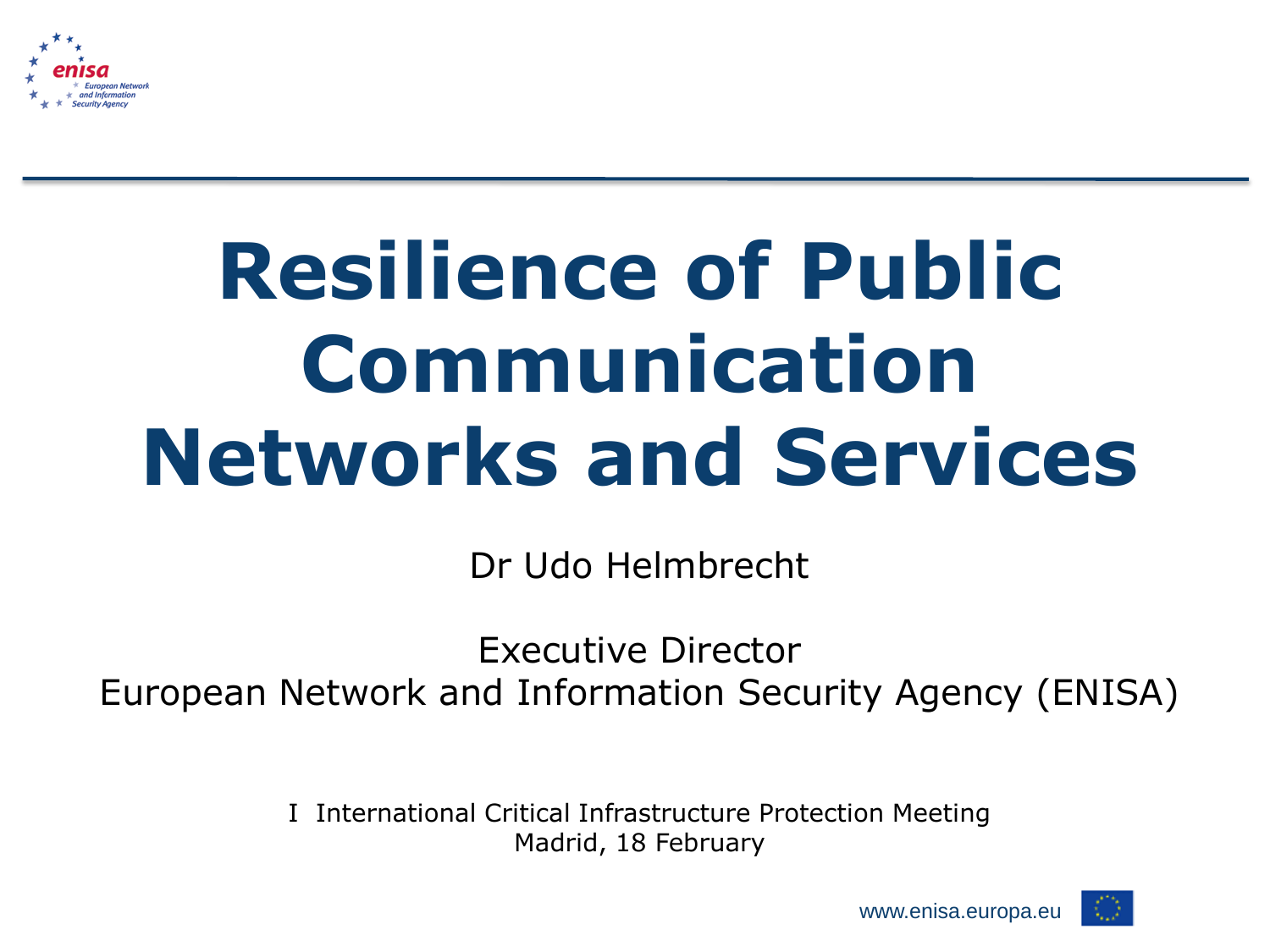# Resilience of Public Communication Networks and Services

Dr Udo Helmbrecht

Executive Director
European Network and Information Security Agency (ENISA)

I International Critical Infrastructure Protection Meeting
Madrid, 18 February

www.enisa.europa.eu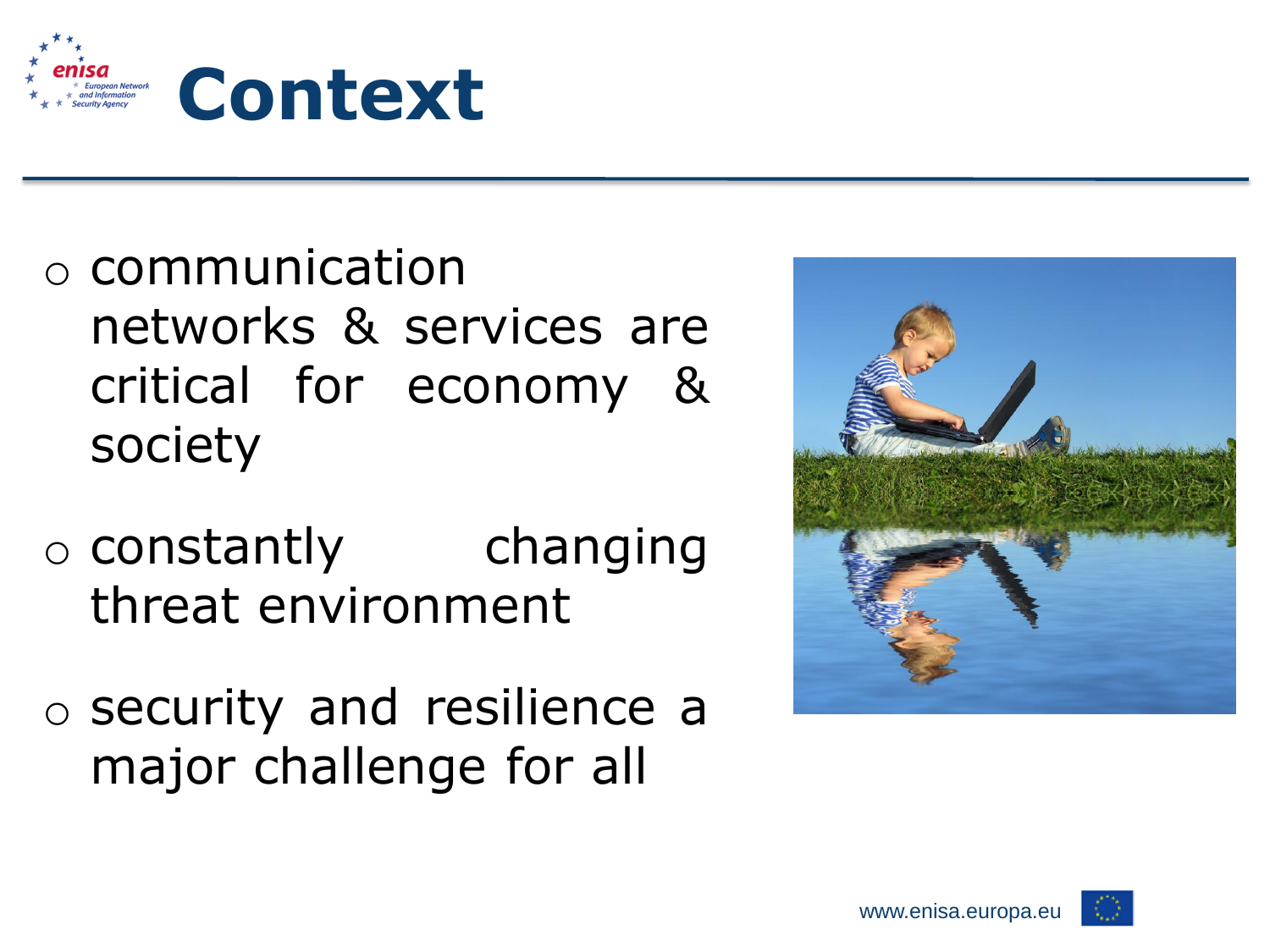# Context

- communication networks & services are critical for economy & society
- constantly changing threat environment
- security and resilience a major challenge for all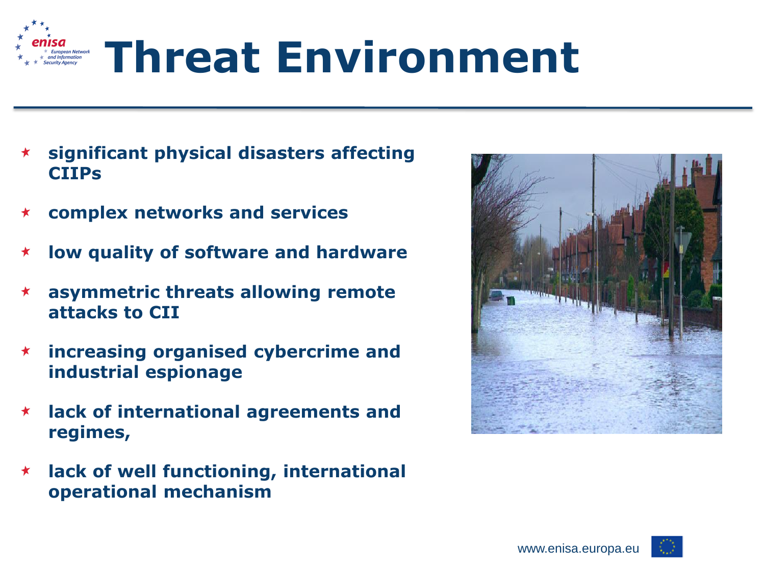# Threat Environment

- **significant physical disasters affecting CIIPs**
- **complex networks and services**
- **low quality of software and hardware**
- **asymmetric threats allowing remote attacks to CII**
- **increasing organised cybercrime and industrial espionage**
- **lack of international agreements and regimes,**
- **lack of well functioning, international operational mechanism**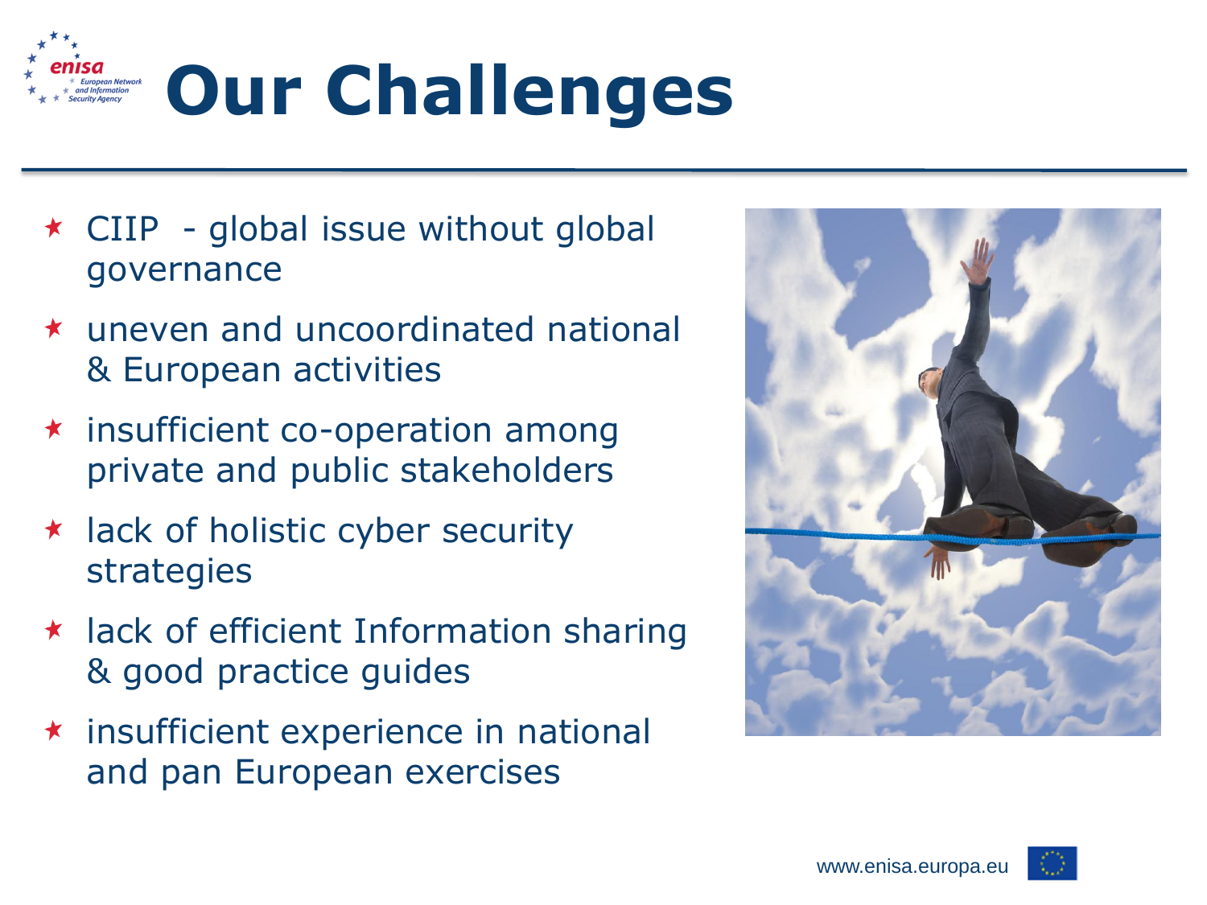# Our Challenges

- CIIP - global issue without global governance
- uneven and uncoordinated national & European activities
- insufficient co-operation among private and public stakeholders
- lack of holistic cyber security strategies
- lack of efficient Information sharing & good practice guides
- insufficient experience in national and pan European exercises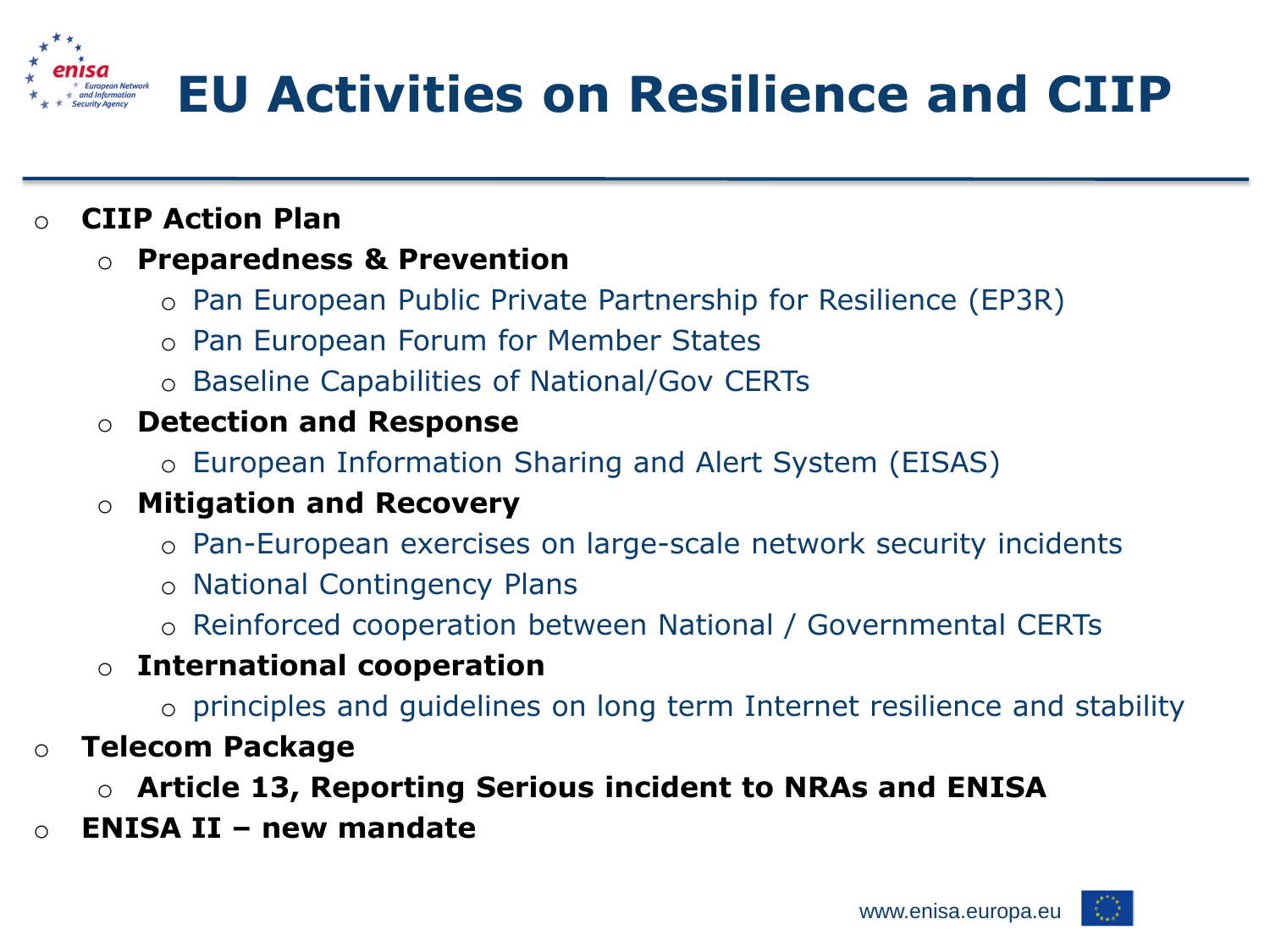# EU Activities on Resilience and CIIP

- **CIIP Action Plan**
  - **Preparedness & Prevention**
    - Pan European Public Private Partnership for Resilience (EP3R)
    - Pan European Forum for Member States
    - Baseline Capabilities of National/Gov CERTs
  - **Detection and Response**
    - European Information Sharing and Alert System (EISAS)
  - **Mitigation and Recovery**
    - Pan-European exercises on large-scale network security incidents
    - National Contingency Plans
    - Reinforced cooperation between National / Governmental CERTs
  - **International cooperation**
    - principles and guidelines on long term Internet resilience and stability
- **Telecom Package**
  - **Article 13, Reporting Serious incident to NRAs and ENISA**
- **ENISA II – new mandate**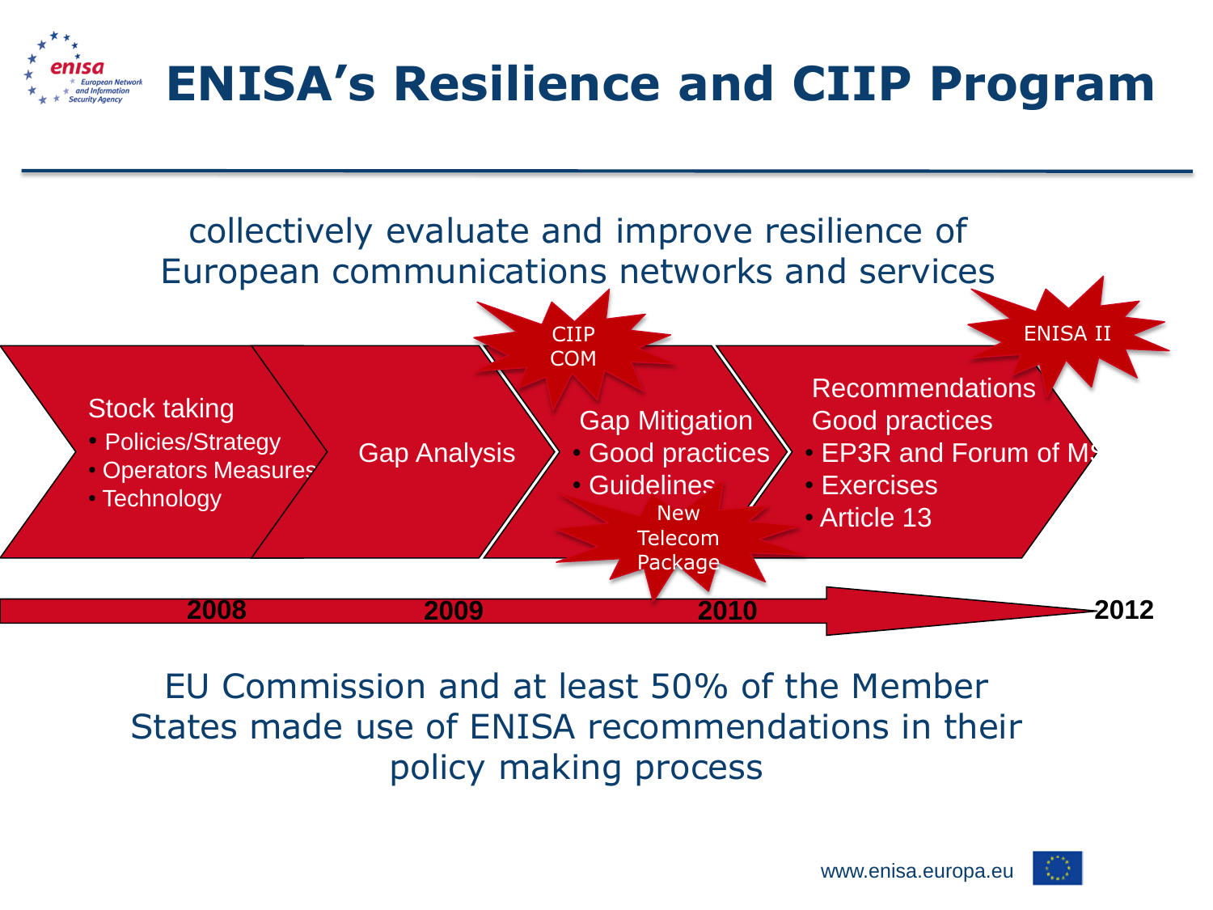# ENISA's Resilience and CIIP Program

collectively evaluate and improve resilience of European communications networks and services

Stock taking
- Policies/Strategy
- Operators Measures
- Technology

Gap Analysis

CIIP COM

Gap Mitigation
- Good practices
- Guidelines

New Telecom Package

Recommendations
Good practices
- EP3R and Forum of MS
- Exercises
- Article 13

ENISA II

2008 — 2009 — 2010 — 2012

EU Commission and at least 50% of the Member States made use of ENISA recommendations in their policy making process

www.enisa.europa.eu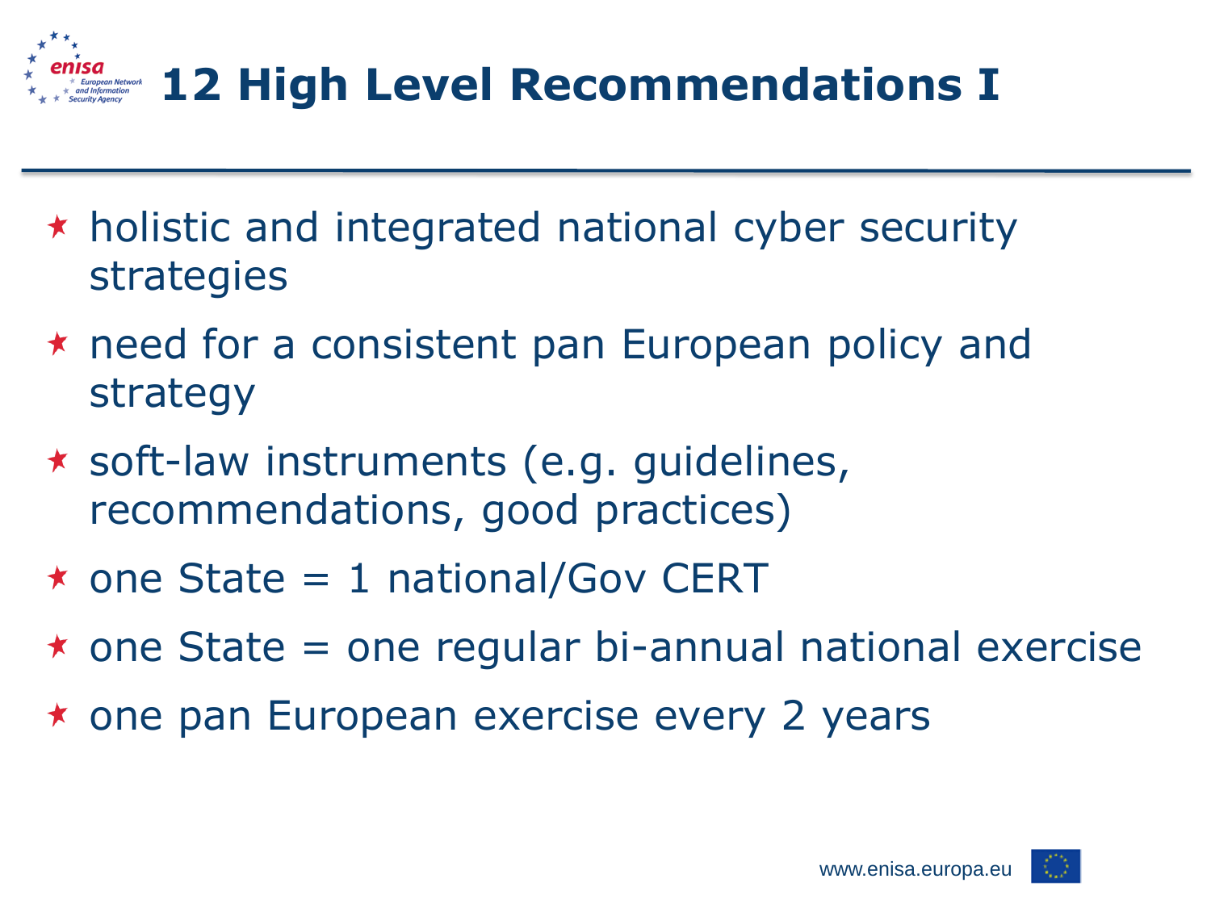# 12 High Level Recommendations I

- holistic and integrated national cyber security strategies
- need for a consistent pan European policy and strategy
- soft-law instruments (e.g. guidelines, recommendations, good practices)
- one State = 1 national/Gov CERT
- one State = one regular bi-annual national exercise
- one pan European exercise every 2 years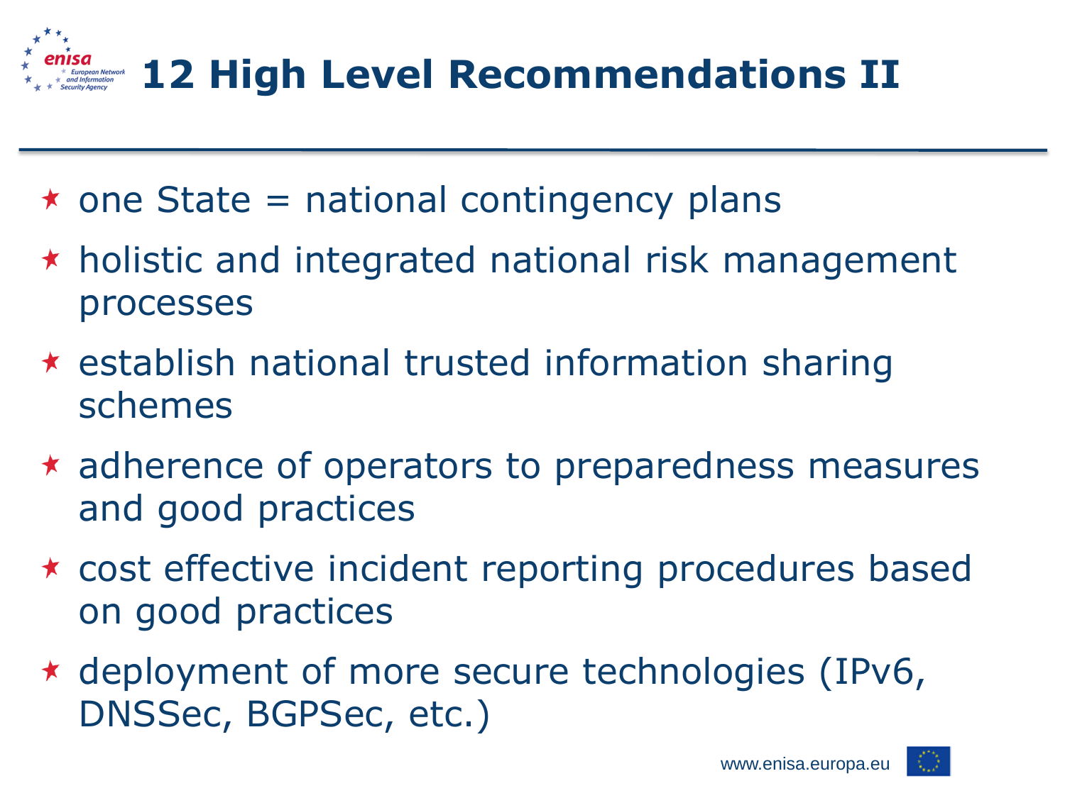# 12 High Level Recommendations II

- one State = national contingency plans
- holistic and integrated national risk management processes
- establish national trusted information sharing schemes
- adherence of operators to preparedness measures and good practices
- cost effective incident reporting procedures based on good practices
- deployment of more secure technologies (IPv6, DNSSec, BGPSec, etc.)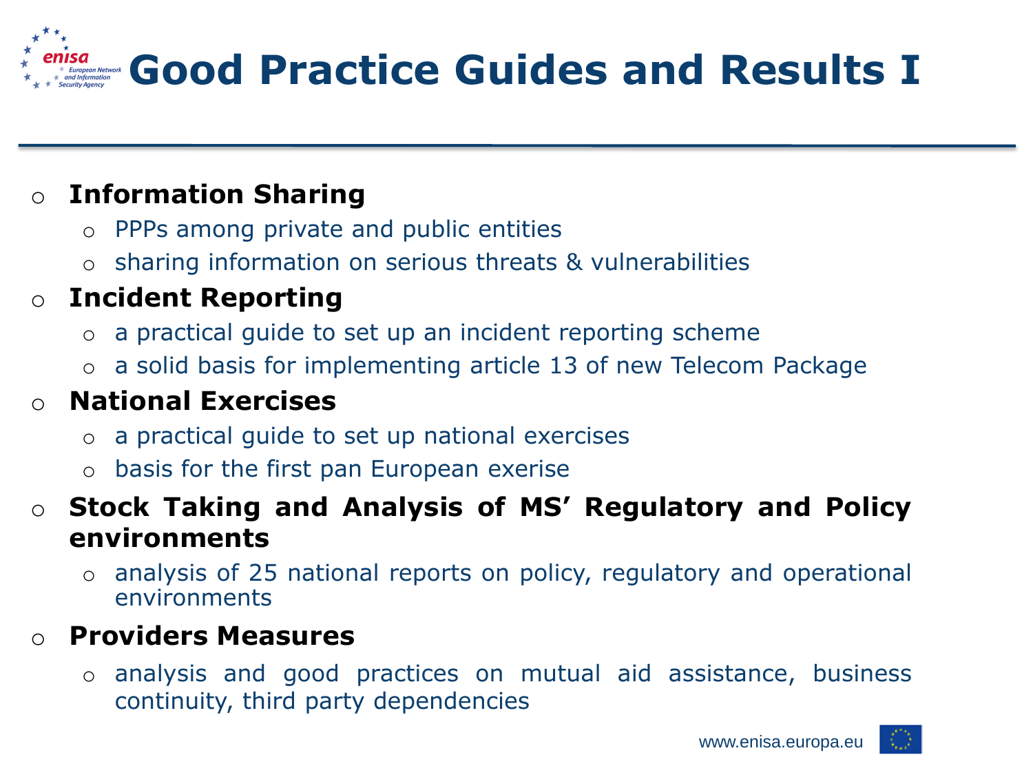# Good Practice Guides and Results I

- **Information Sharing**
  - PPPs among private and public entities
  - sharing information on serious threats & vulnerabilities
- **Incident Reporting**
  - a practical guide to set up an incident reporting scheme
  - a solid basis for implementing article 13 of new Telecom Package
- **National Exercises**
  - a practical guide to set up national exercises
  - basis for the first pan European exerise
- **Stock Taking and Analysis of MS' Regulatory and Policy environments**
  - analysis of 25 national reports on policy, regulatory and operational environments
- **Providers Measures**
  - analysis and good practices on mutual aid assistance, business continuity, third party dependencies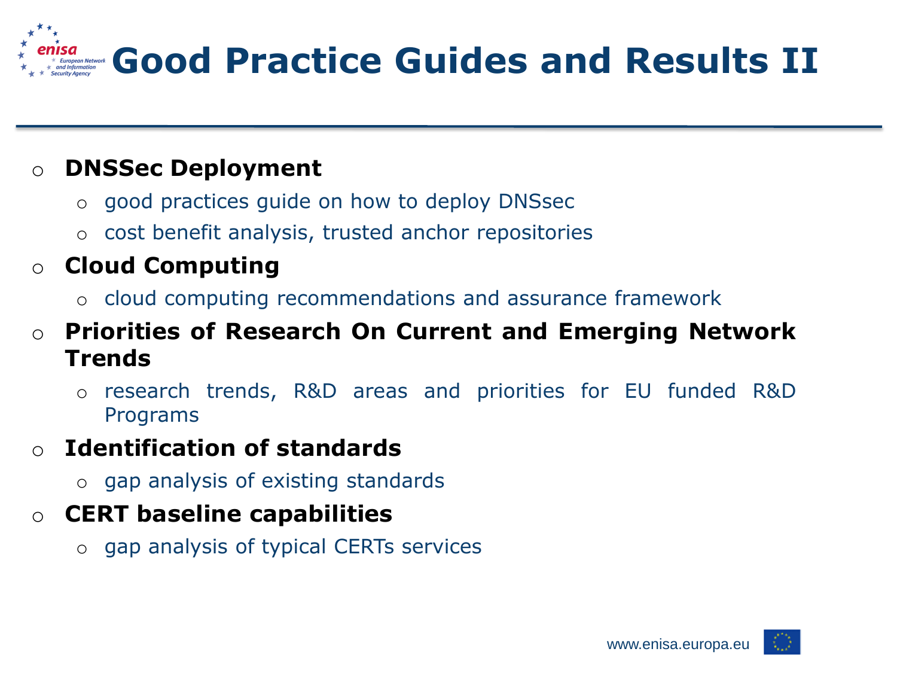# Good Practice Guides and Results II

- **DNSSec Deployment**
  - good practices guide on how to deploy DNSsec
  - cost benefit analysis, trusted anchor repositories
- **Cloud Computing**
  - cloud computing recommendations and assurance framework
- **Priorities of Research On Current and Emerging Network Trends**
  - research trends, R&D areas and priorities for EU funded R&D Programs
- **Identification of standards**
  - gap analysis of existing standards
- **CERT baseline capabilities**
  - gap analysis of typical CERTs services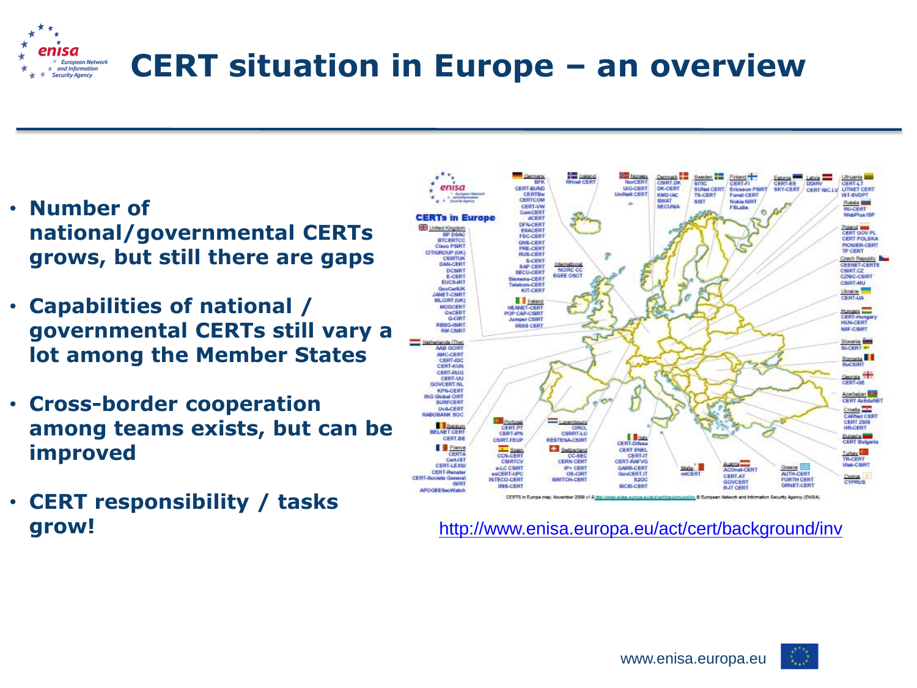# CERT situation in Europe – an overview

- **Number of national/governmental CERTs grows, but still there are gaps**
- **Capabilities of national / governmental CERTs still vary a lot among the Member States**
- **Cross-border cooperation among teams exists, but can be improved**
- **CERT responsibility / tasks grow!**

http://www.enisa.europa.eu/act/cert/background/inv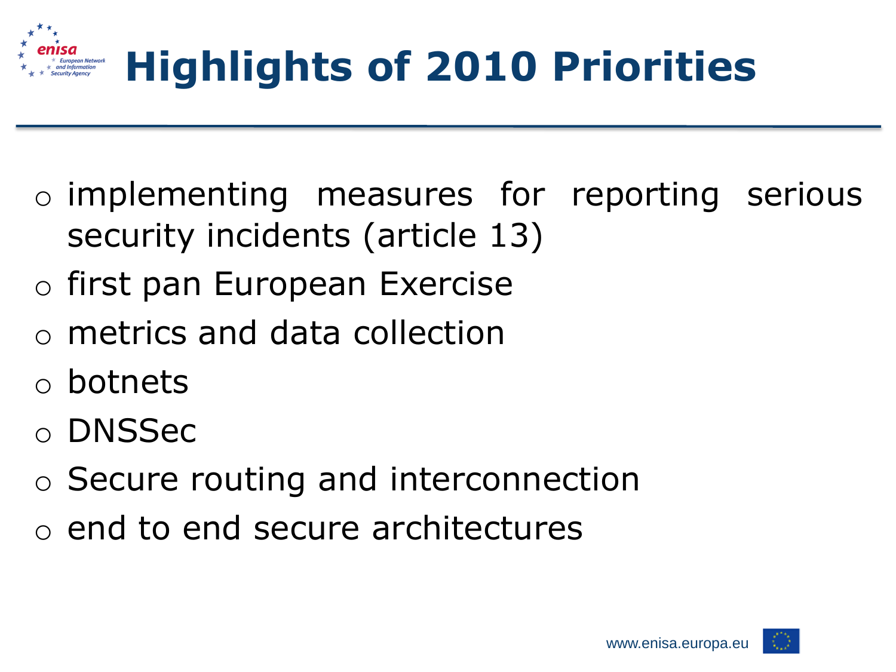# Highlights of 2010 Priorities

- implementing measures for reporting serious security incidents (article 13)
- first pan European Exercise
- metrics and data collection
- botnets
- DNSSec
- Secure routing and interconnection
- end to end secure architectures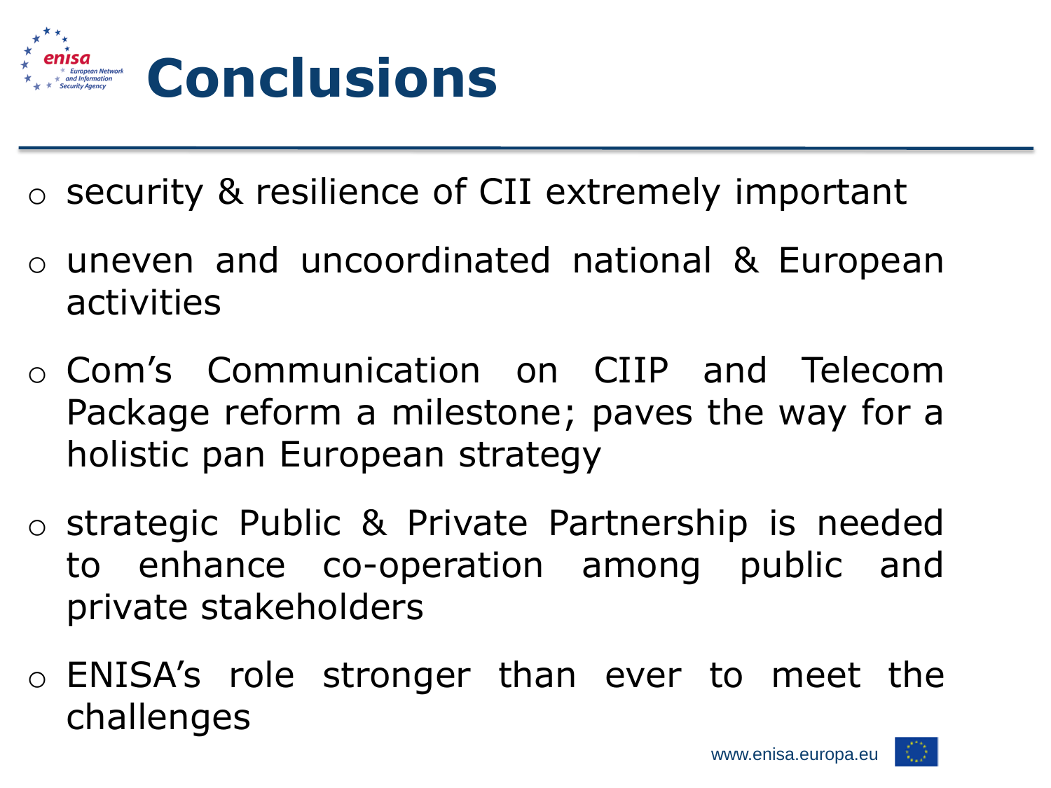# Conclusions

- security & resilience of CII extremely important
- uneven and uncoordinated national & European activities
- Com's Communication on CIIP and Telecom Package reform a milestone; paves the way for a holistic pan European strategy
- strategic Public & Private Partnership is needed to enhance co-operation among public and private stakeholders
- ENISA's role stronger than ever to meet the challenges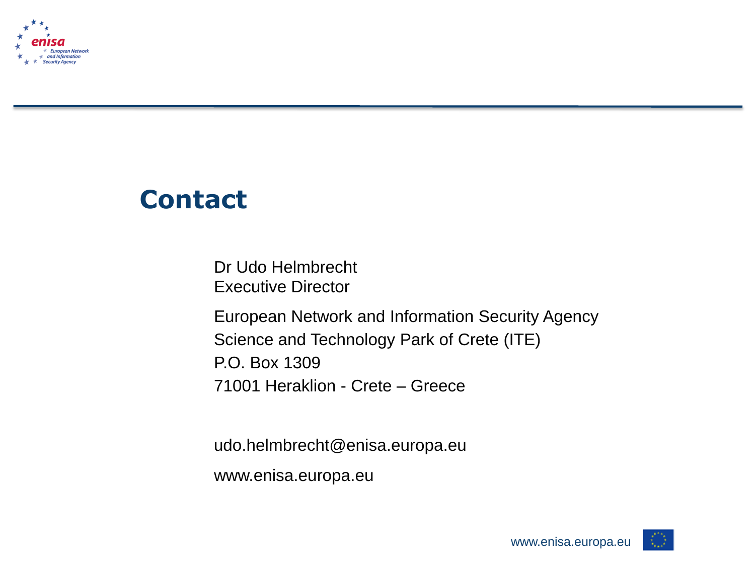# Contact

Dr Udo Helmbrecht
Executive Director

European Network and Information Security Agency
Science and Technology Park of Crete (ITE)
P.O. Box 1309
71001 Heraklion - Crete – Greece

udo.helmbrecht@enisa.europa.eu

www.enisa.europa.eu